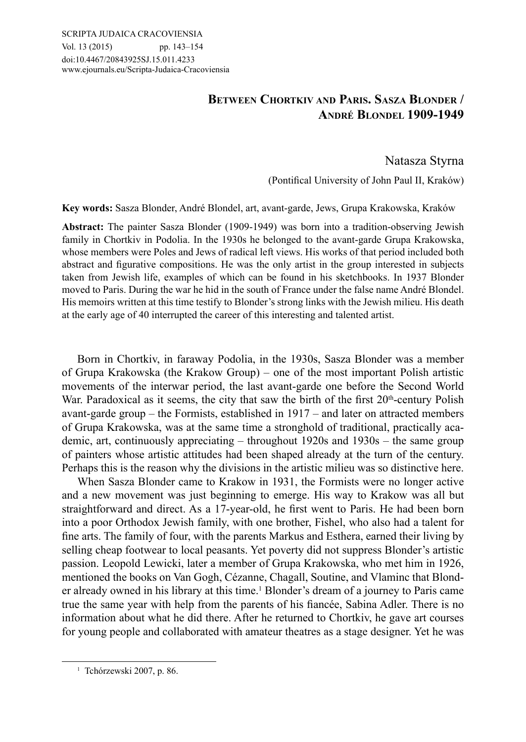# Between Chortkiv and Paris. Sasza Blonder / André Blondel 1909-1949

Natasza Styrna

(Pontifical University of John Paul II, Kraków)

**Key words:** Sasza Blonder, André Blondel, art, avant-garde, Jews, Grupa Krakowska, Kraków

**Abstract:** The painter Sasza Blonder (1909-1949) was born into a tradition-observing Jewish family in Chortkiv in Podolia. In the 1930s he belonged to the avant-garde Grupa Krakowska, whose members were Poles and Jews of radical left views. His works of that period included both abstract and figurative compositions. He was the only artist in the group interested in subjects taken from Jewish life, examples of which can be found in his sketchbooks. In 1937 Blonder moved to Paris. During the war he hid in the south of France under the false name André Blondel. His memoirs written at this time testify to Blonder's strong links with the Jewish milieu. His death at the early age of 40 interrupted the career of this interesting and talented artist.

Born in Chortkiv, in faraway Podolia, in the 1930s, Sasza Blonder was a member of Grupa Krakowska (the Krakow Group) – one of the most important Polish artistic movements of the interwar period, the last avant-garde one before the Second World War. Paradoxical as it seems, the city that saw the birth of the first 20th-century Polish avant-garde group – the Formists, established in 1917 – and later on attracted members of Grupa Krakowska, was at the same time a stronghold of traditional, practically academic, art, continuously appreciating – throughout 1920s and 1930s – the same group of painters whose artistic attitudes had been shaped already at the turn of the century. Perhaps this is the reason why the divisions in the artistic milieu was so distinctive here.

When Sasza Blonder came to Krakow in 1931, the Formists were no longer active and a new movement was just beginning to emerge. His way to Krakow was all but straightforward and direct. As a 17-year-old, he first went to Paris. He had been born into a poor Orthodox Jewish family, with one brother, Fishel, who also had a talent for fine arts. The family of four, with the parents Markus and Esthera, earned their living by selling cheap footwear to local peasants. Yet poverty did not suppress Blonder's artistic passion. Leopold Lewicki, later a member of Grupa Krakowska, who met him in 1926, mentioned the books on Van Gogh, Cézanne, Chagall, Soutine, and Vlaminc that Blonder already owned in his library at this time.[1] Blonder's dream of a journey to Paris came true the same year with help from the parents of his fiancée, Sabina Adler. There is no information about what he did there. After he returned to Chortkiv, he gave art courses for young people and collaborated with amateur theatres as a stage designer. Yet he was

[1] Tchórzewski 2007, p. 86.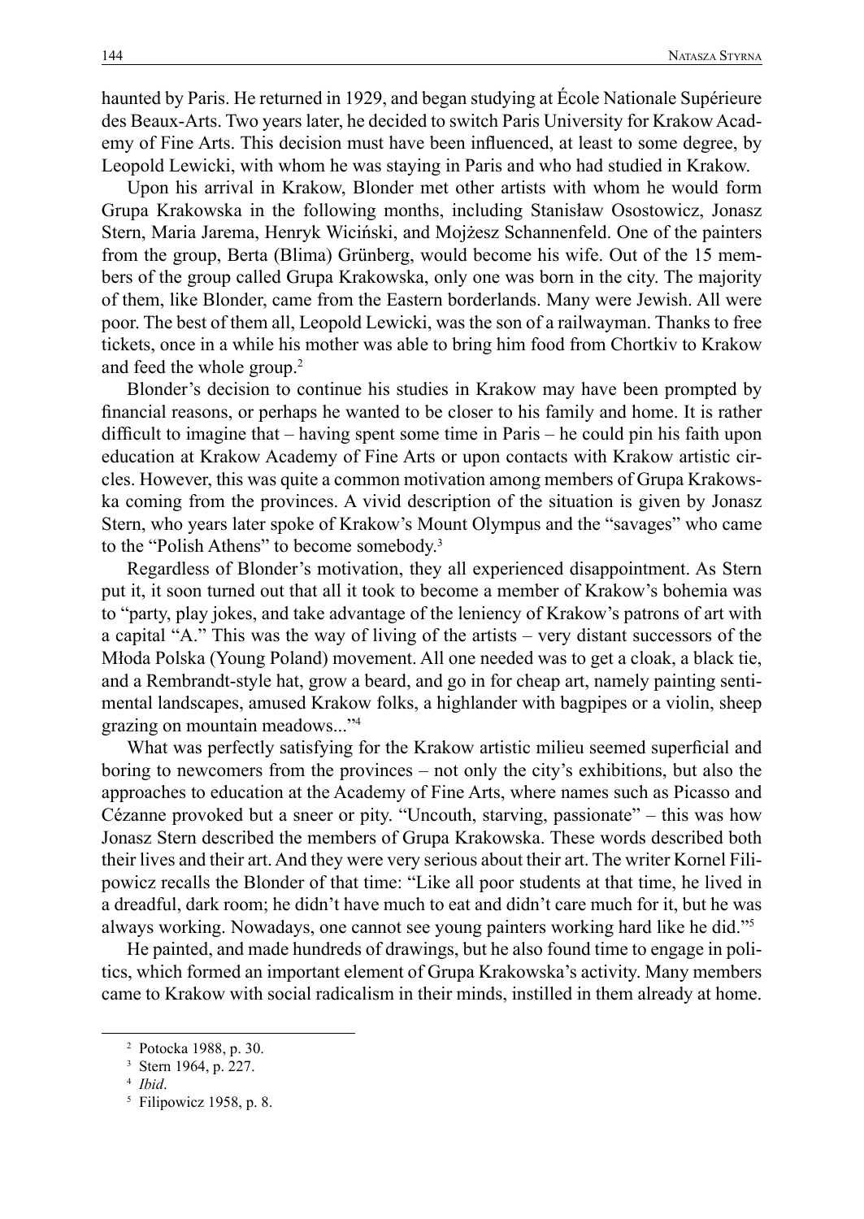haunted by Paris. He returned in 1929, and began studying at École Nationale Supérieure des Beaux-Arts. Two years later, he decided to switch Paris University for Krakow Academy of Fine Arts. This decision must have been influenced, at least to some degree, by Leopold Lewicki, with whom he was staying in Paris and who had studied in Krakow.

Upon his arrival in Krakow, Blonder met other artists with whom he would form Grupa Krakowska in the following months, including Stanisław Osostowicz, Jonasz Stern, Maria Jarema, Henryk Wiciński, and Mojżesz Schannenfeld. One of the painters from the group, Berta (Blima) Grünberg, would become his wife. Out of the 15 members of the group called Grupa Krakowska, only one was born in the city. The majority of them, like Blonder, came from the Eastern borderlands. Many were Jewish. All were poor. The best of them all, Leopold Lewicki, was the son of a railwayman. Thanks to free tickets, once in a while his mother was able to bring him food from Chortkiv to Krakow and feed the whole group.[2]

Blonder's decision to continue his studies in Krakow may have been prompted by financial reasons, or perhaps he wanted to be closer to his family and home. It is rather difficult to imagine that – having spent some time in Paris – he could pin his faith upon education at Krakow Academy of Fine Arts or upon contacts with Krakow artistic circles. However, this was quite a common motivation among members of Grupa Krakowska coming from the provinces. A vivid description of the situation is given by Jonasz Stern, who years later spoke of Krakow's Mount Olympus and the "savages" who came to the "Polish Athens" to become somebody.[3]

Regardless of Blonder's motivation, they all experienced disappointment. As Stern put it, it soon turned out that all it took to become a member of Krakow's bohemia was to "party, play jokes, and take advantage of the leniency of Krakow's patrons of art with a capital "A." This was the way of living of the artists – very distant successors of the Młoda Polska (Young Poland) movement. All one needed was to get a cloak, a black tie, and a Rembrandt-style hat, grow a beard, and go in for cheap art, namely painting sentimental landscapes, amused Krakow folks, a highlander with bagpipes or a violin, sheep grazing on mountain meadows..."[4]

What was perfectly satisfying for the Krakow artistic milieu seemed superficial and boring to newcomers from the provinces – not only the city's exhibitions, but also the approaches to education at the Academy of Fine Arts, where names such as Picasso and Cézanne provoked but a sneer or pity. "Uncouth, starving, passionate" – this was how Jonasz Stern described the members of Grupa Krakowska. These words described both their lives and their art. And they were very serious about their art. The writer Kornel Filipowicz recalls the Blonder of that time: "Like all poor students at that time, he lived in a dreadful, dark room; he didn't have much to eat and didn't care much for it, but he was always working. Nowadays, one cannot see young painters working hard like he did."[5]

He painted, and made hundreds of drawings, but he also found time to engage in politics, which formed an important element of Grupa Krakowska's activity. Many members came to Krakow with social radicalism in their minds, instilled in them already at home.

---

[2] Potocka 1988, p. 30.

[3] Stern 1964, p. 227.

[4] *Ibid*.

[5] Filipowicz 1958, p. 8.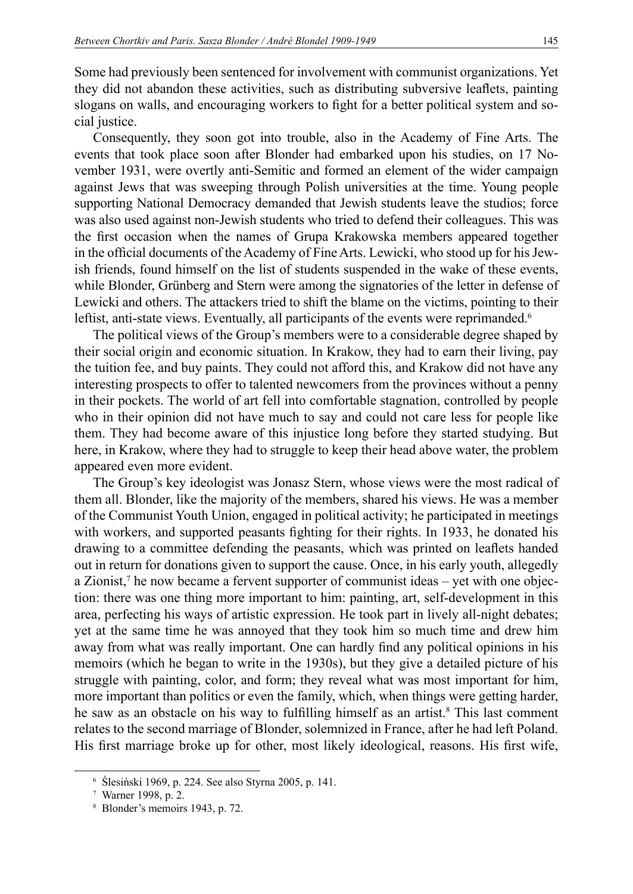Some had previously been sentenced for involvement with communist organizations. Yet they did not abandon these activities, such as distributing subversive leaflets, painting slogans on walls, and encouraging workers to fight for a better political system and social justice.

Consequently, they soon got into trouble, also in the Academy of Fine Arts. The events that took place soon after Blonder had embarked upon his studies, on 17 November 1931, were overtly anti-Semitic and formed an element of the wider campaign against Jews that was sweeping through Polish universities at the time. Young people supporting National Democracy demanded that Jewish students leave the studios; force was also used against non-Jewish students who tried to defend their colleagues. This was the first occasion when the names of Grupa Krakowska members appeared together in the official documents of the Academy of Fine Arts. Lewicki, who stood up for his Jewish friends, found himself on the list of students suspended in the wake of these events, while Blonder, Grünberg and Stern were among the signatories of the letter in defense of Lewicki and others. The attackers tried to shift the blame on the victims, pointing to their leftist, anti-state views. Eventually, all participants of the events were reprimanded.[6]

The political views of the Group's members were to a considerable degree shaped by their social origin and economic situation. In Krakow, they had to earn their living, pay the tuition fee, and buy paints. They could not afford this, and Krakow did not have any interesting prospects to offer to talented newcomers from the provinces without a penny in their pockets. The world of art fell into comfortable stagnation, controlled by people who in their opinion did not have much to say and could not care less for people like them. They had become aware of this injustice long before they started studying. But here, in Krakow, where they had to struggle to keep their head above water, the problem appeared even more evident.

The Group's key ideologist was Jonasz Stern, whose views were the most radical of them all. Blonder, like the majority of the members, shared his views. He was a member of the Communist Youth Union, engaged in political activity; he participated in meetings with workers, and supported peasants fighting for their rights. In 1933, he donated his drawing to a committee defending the peasants, which was printed on leaflets handed out in return for donations given to support the cause. Once, in his early youth, allegedly a Zionist,[7] he now became a fervent supporter of communist ideas – yet with one objection: there was one thing more important to him: painting, art, self-development in this area, perfecting his ways of artistic expression. He took part in lively all-night debates; yet at the same time he was annoyed that they took him so much time and drew him away from what was really important. One can hardly find any political opinions in his memoirs (which he began to write in the 1930s), but they give a detailed picture of his struggle with painting, color, and form; they reveal what was most important for him, more important than politics or even the family, which, when things were getting harder, he saw as an obstacle on his way to fulfilling himself as an artist.[8] This last comment relates to the second marriage of Blonder, solemnized in France, after he had left Poland. His first marriage broke up for other, most likely ideological, reasons. His first wife,

[6] Ślesiński 1969, p. 224. See also Styrna 2005, p. 141.

[7] Warner 1998, p. 2.

[8] Blonder's memoirs 1943, p. 72.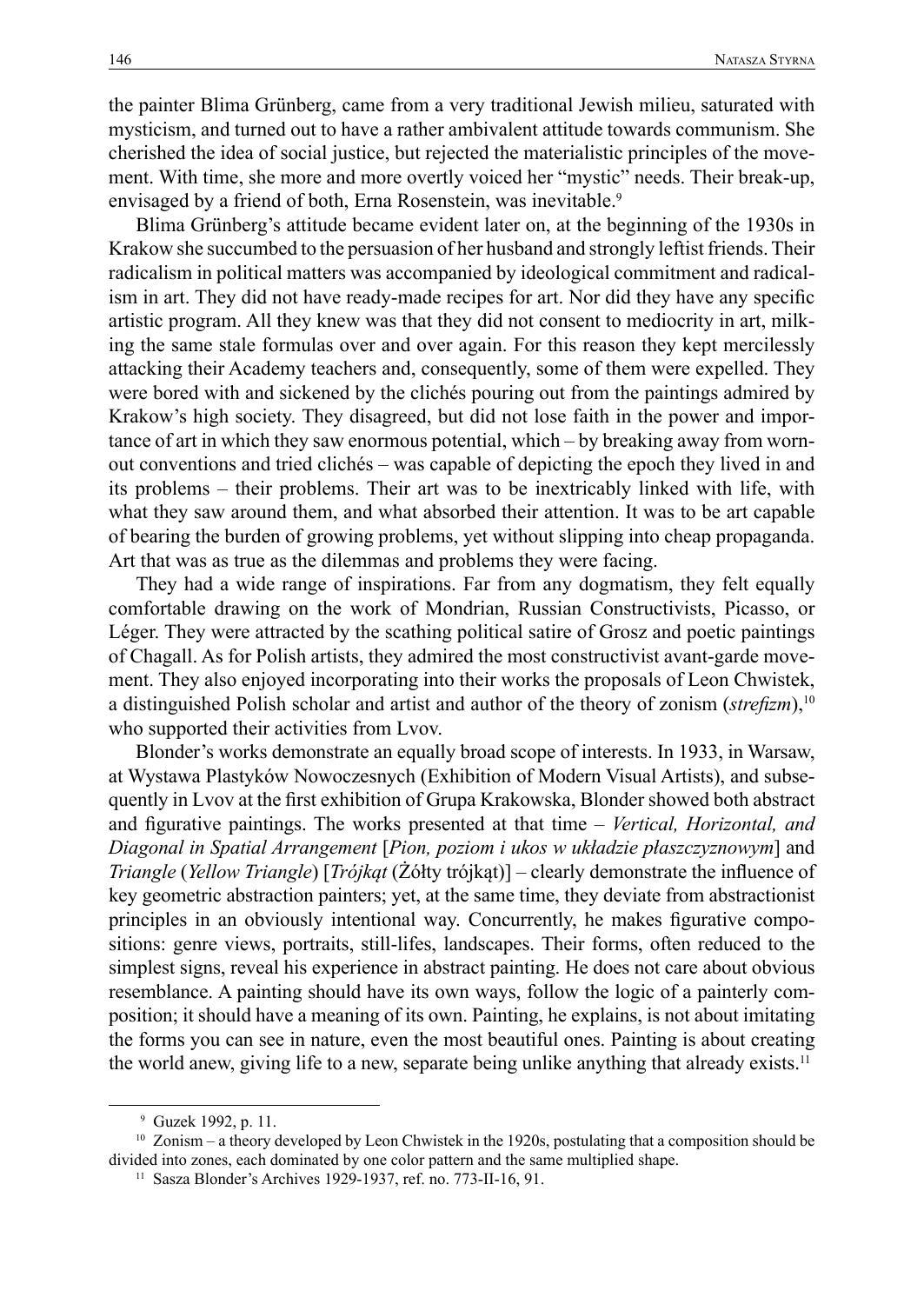the painter Blima Grünberg, came from a very traditional Jewish milieu, saturated with mysticism, and turned out to have a rather ambivalent attitude towards communism. She cherished the idea of social justice, but rejected the materialistic principles of the movement. With time, she more and more overtly voiced her "mystic" needs. Their break-up, envisaged by a friend of both, Erna Rosenstein, was inevitable.[9]

Blima Grünberg's attitude became evident later on, at the beginning of the 1930s in Krakow she succumbed to the persuasion of her husband and strongly leftist friends. Their radicalism in political matters was accompanied by ideological commitment and radicalism in art. They did not have ready-made recipes for art. Nor did they have any specific artistic program. All they knew was that they did not consent to mediocrity in art, milking the same stale formulas over and over again. For this reason they kept mercilessly attacking their Academy teachers and, consequently, some of them were expelled. They were bored with and sickened by the clichés pouring out from the paintings admired by Krakow's high society. They disagreed, but did not lose faith in the power and importance of art in which they saw enormous potential, which – by breaking away from worn-out conventions and tried clichés – was capable of depicting the epoch they lived in and its problems – their problems. Their art was to be inextricably linked with life, with what they saw around them, and what absorbed their attention. It was to be art capable of bearing the burden of growing problems, yet without slipping into cheap propaganda. Art that was as true as the dilemmas and problems they were facing.

They had a wide range of inspirations. Far from any dogmatism, they felt equally comfortable drawing on the work of Mondrian, Russian Constructivists, Picasso, or Léger. They were attracted by the scathing political satire of Grosz and poetic paintings of Chagall. As for Polish artists, they admired the most constructivist avant-garde movement. They also enjoyed incorporating into their works the proposals of Leon Chwistek, a distinguished Polish scholar and artist and author of the theory of zonism (*strefizm*),[10] who supported their activities from Lvov.

Blonder's works demonstrate an equally broad scope of interests. In 1933, in Warsaw, at Wystawa Plastyków Nowoczesnych (Exhibition of Modern Visual Artists), and subsequently in Lvov at the first exhibition of Grupa Krakowska, Blonder showed both abstract and figurative paintings. The works presented at that time – *Vertical, Horizontal, and Diagonal in Spatial Arrangement* [*Pion, poziom i ukos w układzie płaszczyznowym*] and *Triangle* (*Yellow Triangle*) [*Trójkąt* (Żółty trójkąt)] – clearly demonstrate the influence of key geometric abstraction painters; yet, at the same time, they deviate from abstractionist principles in an obviously intentional way. Concurrently, he makes figurative compositions: genre views, portraits, still-lifes, landscapes. Their forms, often reduced to the simplest signs, reveal his experience in abstract painting. He does not care about obvious resemblance. A painting should have its own ways, follow the logic of a painterly composition; it should have a meaning of its own. Painting, he explains, is not about imitating the forms you can see in nature, even the most beautiful ones. Painting is about creating the world anew, giving life to a new, separate being unlike anything that already exists.[11]

---

[9] Guzek 1992, p. 11.

[10] Zonism – a theory developed by Leon Chwistek in the 1920s, postulating that a composition should be divided into zones, each dominated by one color pattern and the same multiplied shape.

[11] Sasza Blonder's Archives 1929-1937, ref. no. 773-II-16, 91.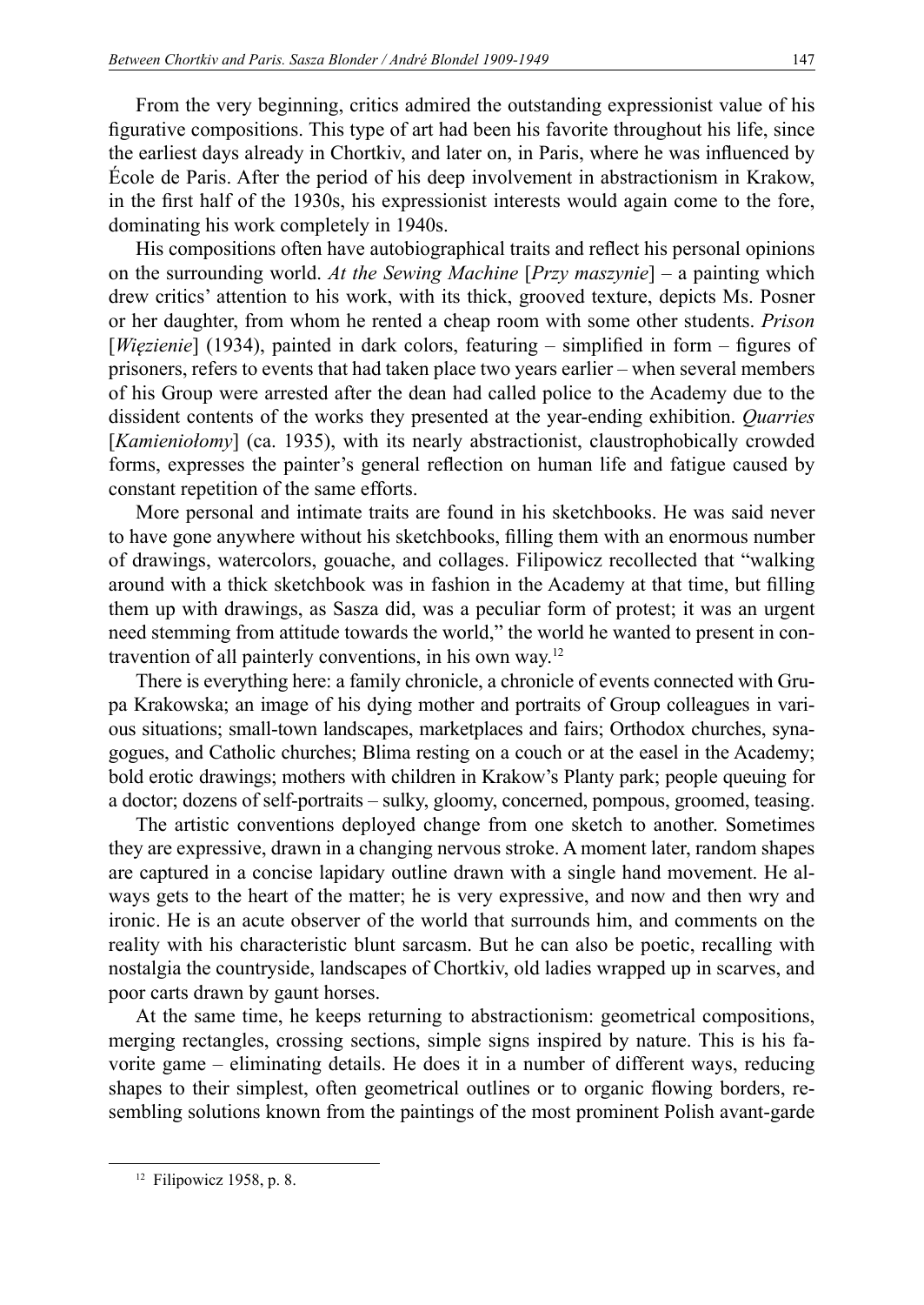From the very beginning, critics admired the outstanding expressionist value of his figurative compositions. This type of art had been his favorite throughout his life, since the earliest days already in Chortkiv, and later on, in Paris, where he was influenced by École de Paris. After the period of his deep involvement in abstractionism in Krakow, in the first half of the 1930s, his expressionist interests would again come to the fore, dominating his work completely in 1940s.

His compositions often have autobiographical traits and reflect his personal opinions on the surrounding world. *At the Sewing Machine* [*Przy maszynie*] – a painting which drew critics' attention to his work, with its thick, grooved texture, depicts Ms. Posner or her daughter, from whom he rented a cheap room with some other students. *Prison* [*Więzienie*] (1934), painted in dark colors, featuring – simplified in form – figures of prisoners, refers to events that had taken place two years earlier – when several members of his Group were arrested after the dean had called police to the Academy due to the dissident contents of the works they presented at the year-ending exhibition. *Quarries* [*Kamieniołomy*] (ca. 1935), with its nearly abstractionist, claustrophobically crowded forms, expresses the painter's general reflection on human life and fatigue caused by constant repetition of the same efforts.

More personal and intimate traits are found in his sketchbooks. He was said never to have gone anywhere without his sketchbooks, filling them with an enormous number of drawings, watercolors, gouache, and collages. Filipowicz recollected that "walking around with a thick sketchbook was in fashion in the Academy at that time, but filling them up with drawings, as Sasza did, was a peculiar form of protest; it was an urgent need stemming from attitude towards the world," the world he wanted to present in contravention of all painterly conventions, in his own way.[12]

There is everything here: a family chronicle, a chronicle of events connected with Grupa Krakowska; an image of his dying mother and portraits of Group colleagues in various situations; small-town landscapes, marketplaces and fairs; Orthodox churches, synagogues, and Catholic churches; Blima resting on a couch or at the easel in the Academy; bold erotic drawings; mothers with children in Krakow's Planty park; people queuing for a doctor; dozens of self-portraits – sulky, gloomy, concerned, pompous, groomed, teasing.

The artistic conventions deployed change from one sketch to another. Sometimes they are expressive, drawn in a changing nervous stroke. A moment later, random shapes are captured in a concise lapidary outline drawn with a single hand movement. He always gets to the heart of the matter; he is very expressive, and now and then wry and ironic. He is an acute observer of the world that surrounds him, and comments on the reality with his characteristic blunt sarcasm. But he can also be poetic, recalling with nostalgia the countryside, landscapes of Chortkiv, old ladies wrapped up in scarves, and poor carts drawn by gaunt horses.

At the same time, he keeps returning to abstractionism: geometrical compositions, merging rectangles, crossing sections, simple signs inspired by nature. This is his favorite game – eliminating details. He does it in a number of different ways, reducing shapes to their simplest, often geometrical outlines or to organic flowing borders, resembling solutions known from the paintings of the most prominent Polish avant-garde

[12] Filipowicz 1958, p. 8.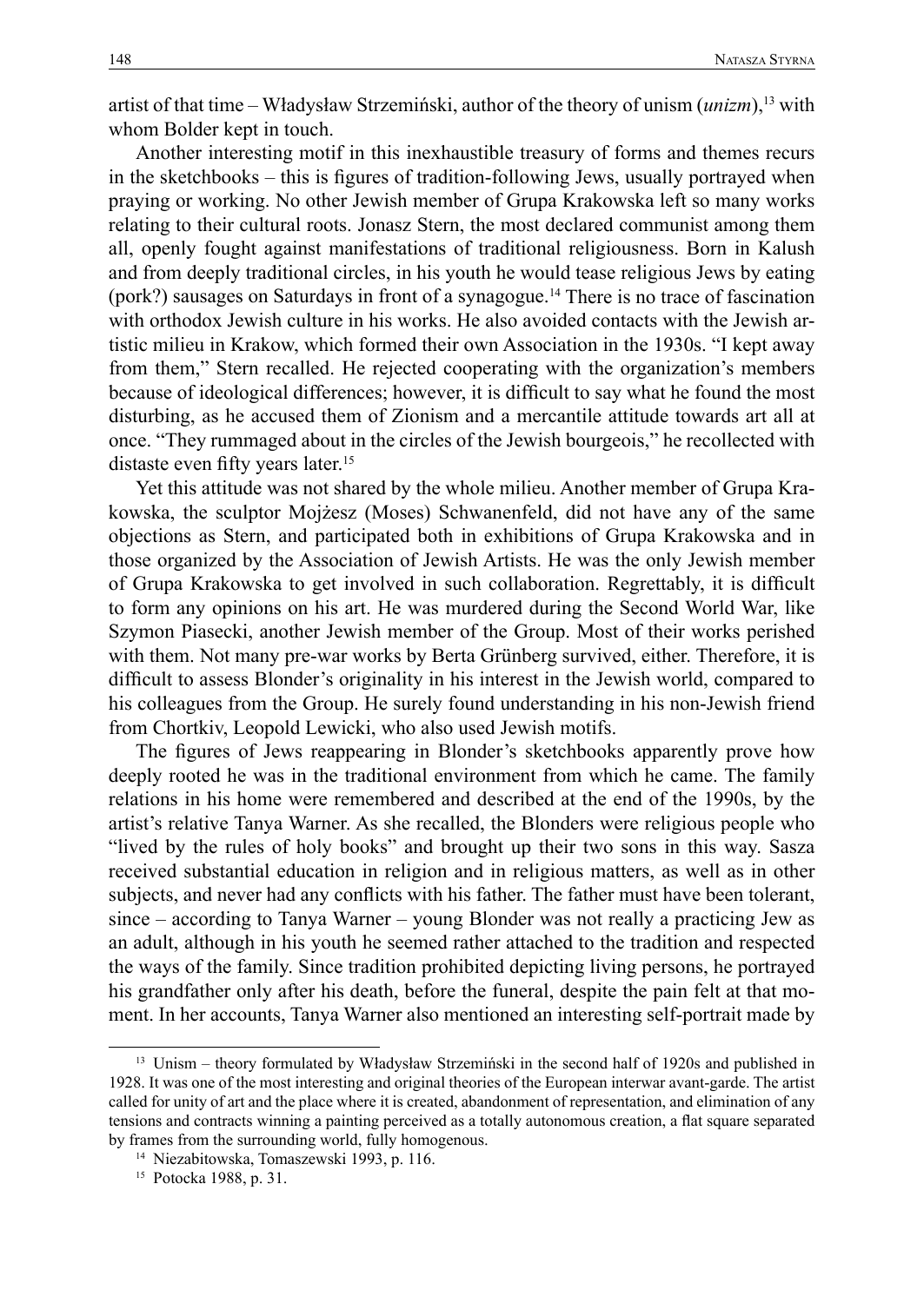artist of that time – Władysław Strzemiński, author of the theory of unism (*unizm*),[13] with whom Bolder kept in touch.

Another interesting motif in this inexhaustible treasury of forms and themes recurs in the sketchbooks – this is figures of tradition-following Jews, usually portrayed when praying or working. No other Jewish member of Grupa Krakowska left so many works relating to their cultural roots. Jonasz Stern, the most declared communist among them all, openly fought against manifestations of traditional religiousness. Born in Kalush and from deeply traditional circles, in his youth he would tease religious Jews by eating (pork?) sausages on Saturdays in front of a synagogue.[14] There is no trace of fascination with orthodox Jewish culture in his works. He also avoided contacts with the Jewish artistic milieu in Krakow, which formed their own Association in the 1930s. "I kept away from them," Stern recalled. He rejected cooperating with the organization's members because of ideological differences; however, it is difficult to say what he found the most disturbing, as he accused them of Zionism and a mercantile attitude towards art all at once. "They rummaged about in the circles of the Jewish bourgeois," he recollected with distaste even fifty years later.[15]

Yet this attitude was not shared by the whole milieu. Another member of Grupa Krakowska, the sculptor Mojżesz (Moses) Schwanenfeld, did not have any of the same objections as Stern, and participated both in exhibitions of Grupa Krakowska and in those organized by the Association of Jewish Artists. He was the only Jewish member of Grupa Krakowska to get involved in such collaboration. Regrettably, it is difficult to form any opinions on his art. He was murdered during the Second World War, like Szymon Piasecki, another Jewish member of the Group. Most of their works perished with them. Not many pre-war works by Berta Grünberg survived, either. Therefore, it is difficult to assess Blonder's originality in his interest in the Jewish world, compared to his colleagues from the Group. He surely found understanding in his non-Jewish friend from Chortkiv, Leopold Lewicki, who also used Jewish motifs.

The figures of Jews reappearing in Blonder's sketchbooks apparently prove how deeply rooted he was in the traditional environment from which he came. The family relations in his home were remembered and described at the end of the 1990s, by the artist's relative Tanya Warner. As she recalled, the Blonders were religious people who "lived by the rules of holy books" and brought up their two sons in this way. Sasza received substantial education in religion and in religious matters, as well as in other subjects, and never had any conflicts with his father. The father must have been tolerant, since – according to Tanya Warner – young Blonder was not really a practicing Jew as an adult, although in his youth he seemed rather attached to the tradition and respected the ways of the family. Since tradition prohibited depicting living persons, he portrayed his grandfather only after his death, before the funeral, despite the pain felt at that moment. In her accounts, Tanya Warner also mentioned an interesting self-portrait made by

---

[13] Unism – theory formulated by Władysław Strzemiński in the second half of 1920s and published in 1928. It was one of the most interesting and original theories of the European interwar avant-garde. The artist called for unity of art and the place where it is created, abandonment of representation, and elimination of any tensions and contracts winning a painting perceived as a totally autonomous creation, a flat square separated by frames from the surrounding world, fully homogenous.

[14] Niezabitowska, Tomaszewski 1993, p. 116.

[15] Potocka 1988, p. 31.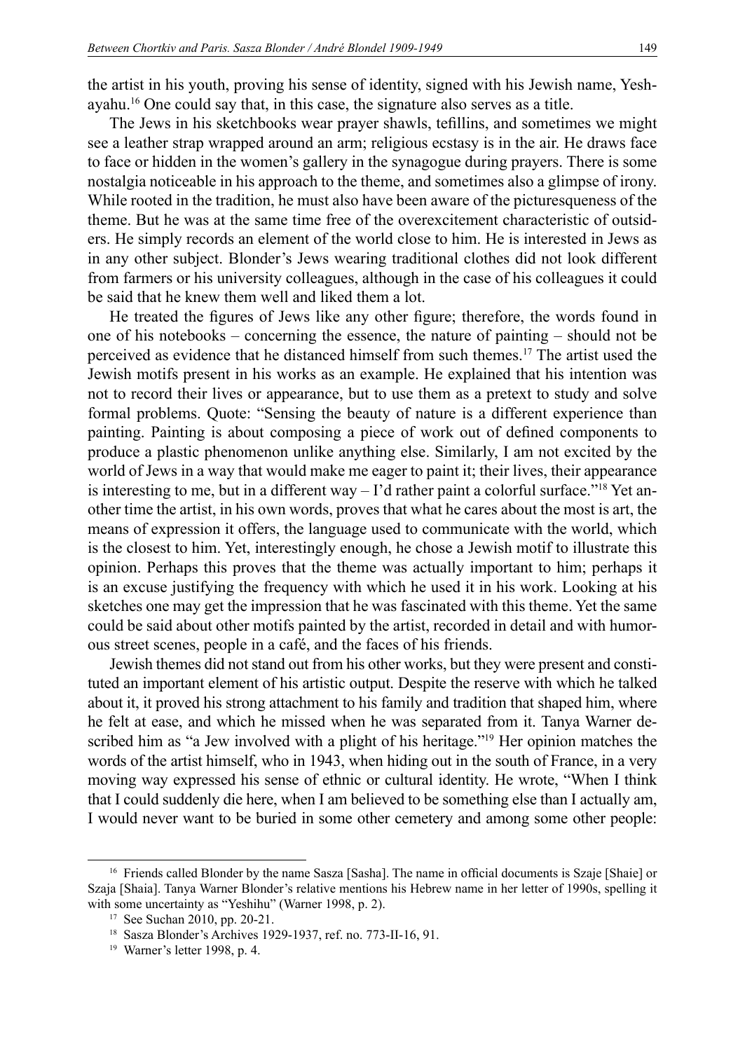the artist in his youth, proving his sense of identity, signed with his Jewish name, Yeshayahu.[16] One could say that, in this case, the signature also serves as a title.

The Jews in his sketchbooks wear prayer shawls, tefillins, and sometimes we might see a leather strap wrapped around an arm; religious ecstasy is in the air. He draws face to face or hidden in the women's gallery in the synagogue during prayers. There is some nostalgia noticeable in his approach to the theme, and sometimes also a glimpse of irony. While rooted in the tradition, he must also have been aware of the picturesqueness of the theme. But he was at the same time free of the overexcitement characteristic of outsiders. He simply records an element of the world close to him. He is interested in Jews as in any other subject. Blonder's Jews wearing traditional clothes did not look different from farmers or his university colleagues, although in the case of his colleagues it could be said that he knew them well and liked them a lot.

He treated the figures of Jews like any other figure; therefore, the words found in one of his notebooks – concerning the essence, the nature of painting – should not be perceived as evidence that he distanced himself from such themes.[17] The artist used the Jewish motifs present in his works as an example. He explained that his intention was not to record their lives or appearance, but to use them as a pretext to study and solve formal problems. Quote: "Sensing the beauty of nature is a different experience than painting. Painting is about composing a piece of work out of defined components to produce a plastic phenomenon unlike anything else. Similarly, I am not excited by the world of Jews in a way that would make me eager to paint it; their lives, their appearance is interesting to me, but in a different way – I'd rather paint a colorful surface."[18] Yet another time the artist, in his own words, proves that what he cares about the most is art, the means of expression it offers, the language used to communicate with the world, which is the closest to him. Yet, interestingly enough, he chose a Jewish motif to illustrate this opinion. Perhaps this proves that the theme was actually important to him; perhaps it is an excuse justifying the frequency with which he used it in his work. Looking at his sketches one may get the impression that he was fascinated with this theme. Yet the same could be said about other motifs painted by the artist, recorded in detail and with humorous street scenes, people in a café, and the faces of his friends.

Jewish themes did not stand out from his other works, but they were present and constituted an important element of his artistic output. Despite the reserve with which he talked about it, it proved his strong attachment to his family and tradition that shaped him, where he felt at ease, and which he missed when he was separated from it. Tanya Warner described him as "a Jew involved with a plight of his heritage."[19] Her opinion matches the words of the artist himself, who in 1943, when hiding out in the south of France, in a very moving way expressed his sense of ethnic or cultural identity. He wrote, "When I think that I could suddenly die here, when I am believed to be something else than I actually am, I would never want to be buried in some other cemetery and among some other people:

---

[16] Friends called Blonder by the name Sasza [Sasha]. The name in official documents is Szaje [Shaie] or Szaja [Shaia]. Tanya Warner Blonder's relative mentions his Hebrew name in her letter of 1990s, spelling it with some uncertainty as "Yeshihu" (Warner 1998, p. 2).

[17] See Suchan 2010, pp. 20-21.

[18] Sasza Blonder's Archives 1929-1937, ref. no. 773-II-16, 91.

[19] Warner's letter 1998, p. 4.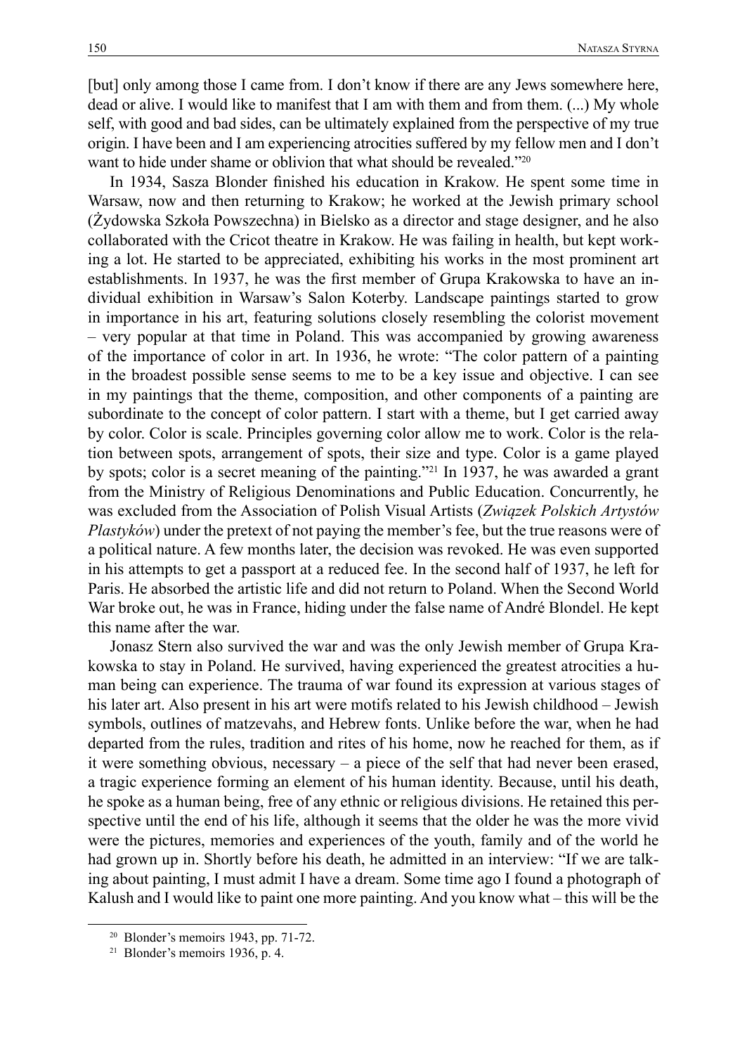[but] only among those I came from. I don't know if there are any Jews somewhere here, dead or alive. I would like to manifest that I am with them and from them. (...) My whole self, with good and bad sides, can be ultimately explained from the perspective of my true origin. I have been and I am experiencing atrocities suffered by my fellow men and I don't want to hide under shame or oblivion that what should be revealed."[20]

In 1934, Sasza Blonder finished his education in Krakow. He spent some time in Warsaw, now and then returning to Krakow; he worked at the Jewish primary school (Żydowska Szkoła Powszechna) in Bielsko as a director and stage designer, and he also collaborated with the Cricot theatre in Krakow. He was failing in health, but kept working a lot. He started to be appreciated, exhibiting his works in the most prominent art establishments. In 1937, he was the first member of Grupa Krakowska to have an individual exhibition in Warsaw's Salon Koterby. Landscape paintings started to grow in importance in his art, featuring solutions closely resembling the colorist movement – very popular at that time in Poland. This was accompanied by growing awareness of the importance of color in art. In 1936, he wrote: "The color pattern of a painting in the broadest possible sense seems to me to be a key issue and objective. I can see in my paintings that the theme, composition, and other components of a painting are subordinate to the concept of color pattern. I start with a theme, but I get carried away by color. Color is scale. Principles governing color allow me to work. Color is the relation between spots, arrangement of spots, their size and type. Color is a game played by spots; color is a secret meaning of the painting."[21] In 1937, he was awarded a grant from the Ministry of Religious Denominations and Public Education. Concurrently, he was excluded from the Association of Polish Visual Artists (*Związek Polskich Artystów Plastyków*) under the pretext of not paying the member's fee, but the true reasons were of a political nature. A few months later, the decision was revoked. He was even supported in his attempts to get a passport at a reduced fee. In the second half of 1937, he left for Paris. He absorbed the artistic life and did not return to Poland. When the Second World War broke out, he was in France, hiding under the false name of André Blondel. He kept this name after the war.

Jonasz Stern also survived the war and was the only Jewish member of Grupa Krakowska to stay in Poland. He survived, having experienced the greatest atrocities a human being can experience. The trauma of war found its expression at various stages of his later art. Also present in his art were motifs related to his Jewish childhood – Jewish symbols, outlines of matzevahs, and Hebrew fonts. Unlike before the war, when he had departed from the rules, tradition and rites of his home, now he reached for them, as if it were something obvious, necessary – a piece of the self that had never been erased, a tragic experience forming an element of his human identity. Because, until his death, he spoke as a human being, free of any ethnic or religious divisions. He retained this perspective until the end of his life, although it seems that the older he was the more vivid were the pictures, memories and experiences of the youth, family and of the world he had grown up in. Shortly before his death, he admitted in an interview: "If we are talking about painting, I must admit I have a dream. Some time ago I found a photograph of Kalush and I would like to paint one more painting. And you know what – this will be the

[20] Blonder's memoirs 1943, pp. 71-72.

[21] Blonder's memoirs 1936, p. 4.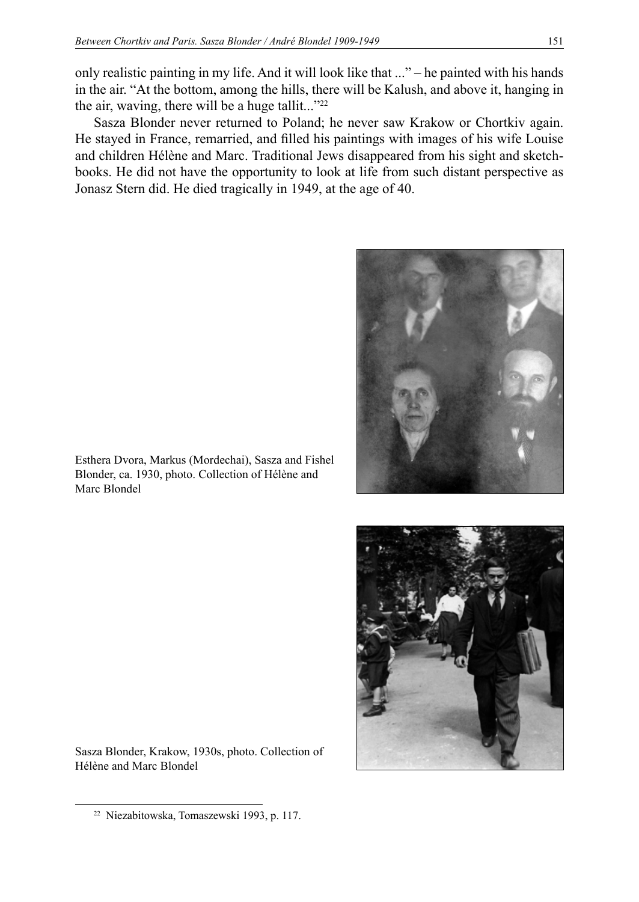only realistic painting in my life. And it will look like that ...” – he painted with his hands in the air. “At the bottom, among the hills, there will be Kalush, and above it, hanging in the air, waving, there will be a huge tallit...”[22]

Sasza Blonder never returned to Poland; he never saw Krakow or Chortkiv again. He stayed in France, remarried, and filled his paintings with images of his wife Louise and children Hélène and Marc. Traditional Jews disappeared from his sight and sketchbooks. He did not have the opportunity to look at life from such distant perspective as Jonasz Stern did. He died tragically in 1949, at the age of 40.

Esthera Dvora, Markus (Mordechai), Sasza and Fishel Blonder, ca. 1930, photo. Collection of Hélène and Marc Blondel

Sasza Blonder, Krakow, 1930s, photo. Collection of Hélène and Marc Blondel

---

[22] Niezabitowska, Tomaszewski 1993, p. 117.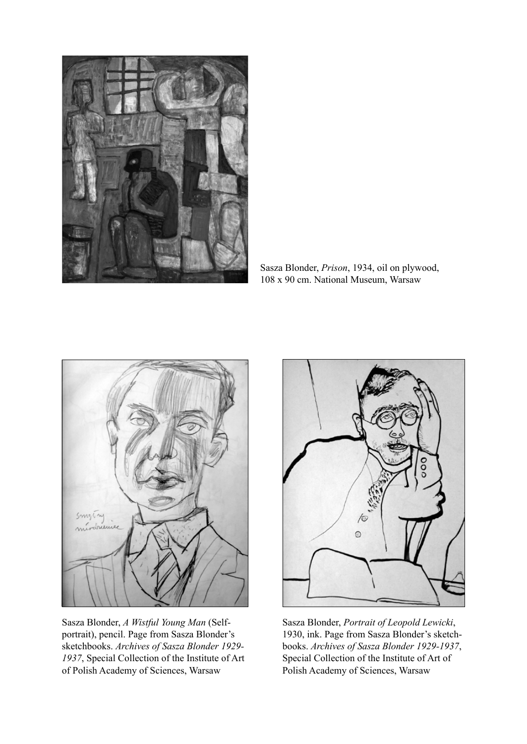Sasza Blonder, *Prison*, 1934, oil on plywood, 108 x 90 cm. National Museum, Warsaw

Sasza Blonder, *A Wistful Young Man* (Self-portrait), pencil. Page from Sasza Blonder's sketchbooks. *Archives of Sasza Blonder 1929-1937*, Special Collection of the Institute of Art of Polish Academy of Sciences, Warsaw

Sasza Blonder, *Portrait of Leopold Lewicki*, 1930, ink. Page from Sasza Blonder's sketchbooks. *Archives of Sasza Blonder 1929-1937*, Special Collection of the Institute of Art of Polish Academy of Sciences, Warsaw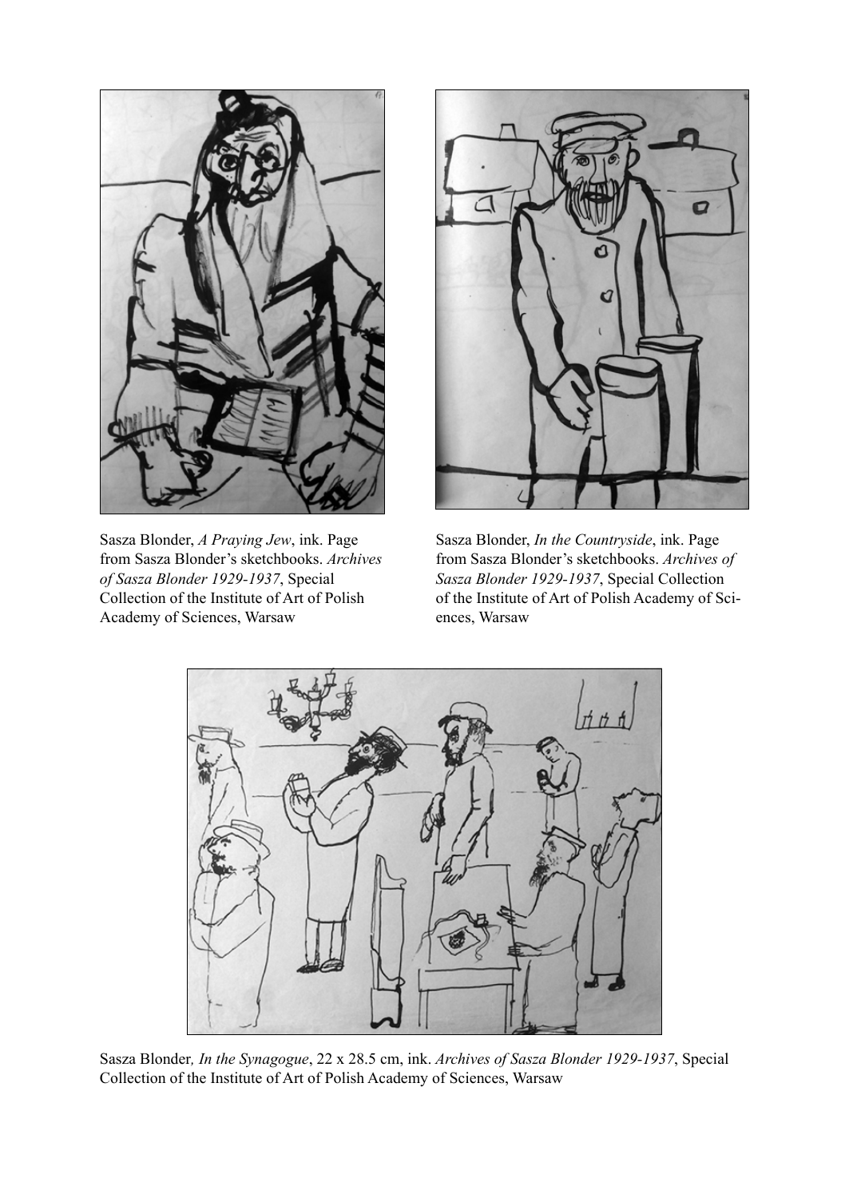Sasza Blonder, *A Praying Jew*, ink. Page from Sasza Blonder's sketchbooks. *Archives of Sasza Blonder 1929-1937*, Special Collection of the Institute of Art of Polish Academy of Sciences, Warsaw

Sasza Blonder, *In the Countryside*, ink. Page from Sasza Blonder's sketchbooks. *Archives of Sasza Blonder 1929-1937*, Special Collection of the Institute of Art of Polish Academy of Sciences, Warsaw

Sasza Blonder, *In the Synagogue*, 22 x 28.5 cm, ink. *Archives of Sasza Blonder 1929-1937*, Special Collection of the Institute of Art of Polish Academy of Sciences, Warsaw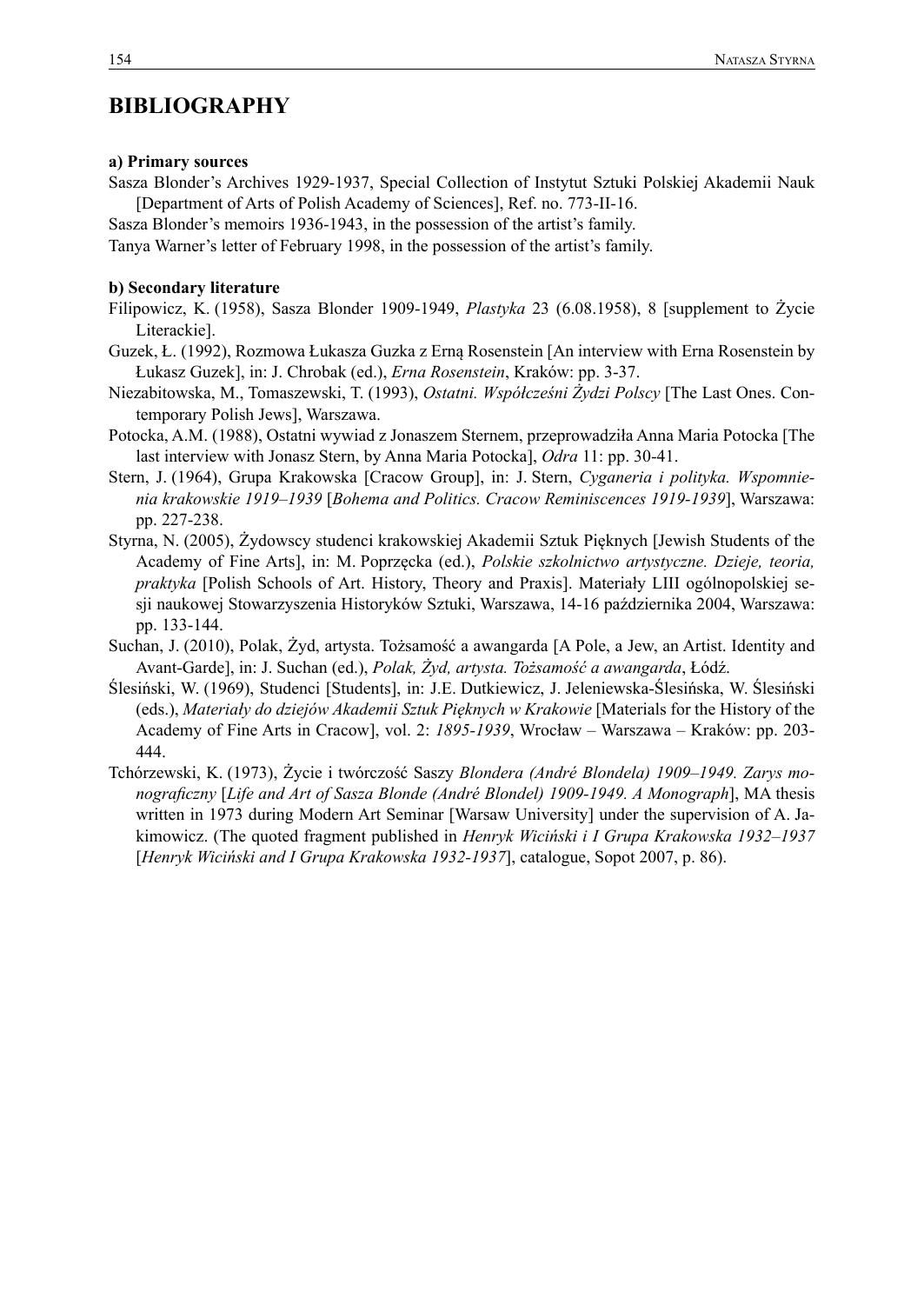## BIBLIOGRAPHY

**a) Primary sources**

Sasza Blonder's Archives 1929-1937, Special Collection of Instytut Sztuki Polskiej Akademii Nauk [Department of Arts of Polish Academy of Sciences], Ref. no. 773-II-16.

Sasza Blonder's memoirs 1936-1943, in the possession of the artist's family.

Tanya Warner's letter of February 1998, in the possession of the artist's family.

**b) Secondary literature**

Filipowicz, K. (1958), Sasza Blonder 1909-1949, *Plastyka* 23 (6.08.1958), 8 [supplement to Życie Literackie].

Guzek, Ł. (1992), Rozmowa Łukasza Guzka z Erną Rosenstein [An interview with Erna Rosenstein by Łukasz Guzek], in: J. Chrobak (ed.), *Erna Rosenstein*, Kraków: pp. 3-37.

Niezabitowska, M., Tomaszewski, T. (1993), *Ostatni. Współcześni Żydzi Polscy* [The Last Ones. Contemporary Polish Jews], Warszawa.

Potocka, A.M. (1988), Ostatni wywiad z Jonaszem Sternem, przeprowadziła Anna Maria Potocka [The last interview with Jonasz Stern, by Anna Maria Potocka], *Odra* 11: pp. 30-41.

Stern, J. (1964), Grupa Krakowska [Cracow Group], in: J. Stern, *Cyganeria i polityka. Wspomnienia krakowskie 1919–1939* [*Bohema and Politics. Cracow Reminiscences 1919-1939*], Warszawa: pp. 227-238.

Styrna, N. (2005), Żydowscy studenci krakowskiej Akademii Sztuk Pięknych [Jewish Students of the Academy of Fine Arts], in: M. Poprzęcka (ed.), *Polskie szkolnictwo artystyczne. Dzieje, teoria, praktyka* [Polish Schools of Art. History, Theory and Praxis]. Materiały LIII ogólnopolskiej sesji naukowej Stowarzyszenia Historyków Sztuki, Warszawa, 14-16 października 2004, Warszawa: pp. 133-144.

Suchan, J. (2010), Polak, Żyd, artysta. Tożsamość a awangarda [A Pole, a Jew, an Artist. Identity and Avant-Garde], in: J. Suchan (ed.), *Polak, Żyd, artysta. Tożsamość a awangarda*, Łódź.

Ślesiński, W. (1969), Studenci [Students], in: J.E. Dutkiewicz, J. Jeleniewska-Ślesińska, W. Ślesiński (eds.), *Materiały do dziejów Akademii Sztuk Pięknych w Krakowie* [Materials for the History of the Academy of Fine Arts in Cracow], vol. 2: *1895-1939*, Wrocław – Warszawa – Kraków: pp. 203-444.

Tchórzewski, K. (1973), Życie i twórczość Saszy *Blondera (André Blondela) 1909–1949. Zarys monograficzny* [*Life and Art of Sasza Blonde (André Blondel) 1909-1949. A Monograph*], MA thesis written in 1973 during Modern Art Seminar [Warsaw University] under the supervision of A. Jakimowicz. (The quoted fragment published in *Henryk Wiciński i I Grupa Krakowska 1932–1937* [*Henryk Wiciński and I Grupa Krakowska 1932-1937*], catalogue, Sopot 2007, p. 86).